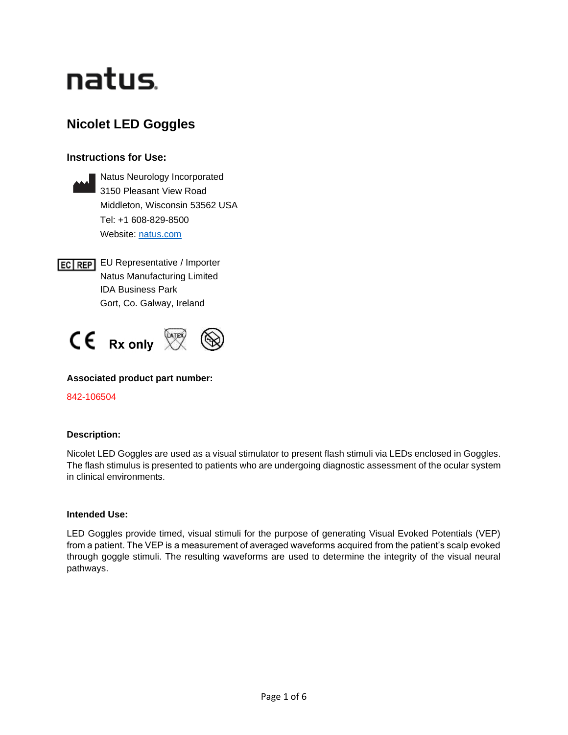natus

# Nicolet LED Goggles

## Instructions for Use:

Natus Neurology Incorporated
3150 Pleasant View Road
Middleton, Wisconsin 53562 USA
Tel: +1 608-829-8500
Website: natus.com

EC REP EU Representative / Importer
Natus Manufacturing Limited
IDA Business Park
Gort, Co. Galway, Ireland

CE Rx only

**Associated product part number:**

842-106504

**Description:**

Nicolet LED Goggles are used as a visual stimulator to present flash stimuli via LEDs enclosed in Goggles. The flash stimulus is presented to patients who are undergoing diagnostic assessment of the ocular system in clinical environments.

**Intended Use:**

LED Goggles provide timed, visual stimuli for the purpose of generating Visual Evoked Potentials (VEP) from a patient. The VEP is a measurement of averaged waveforms acquired from the patient's scalp evoked through goggle stimuli. The resulting waveforms are used to determine the integrity of the visual neural pathways.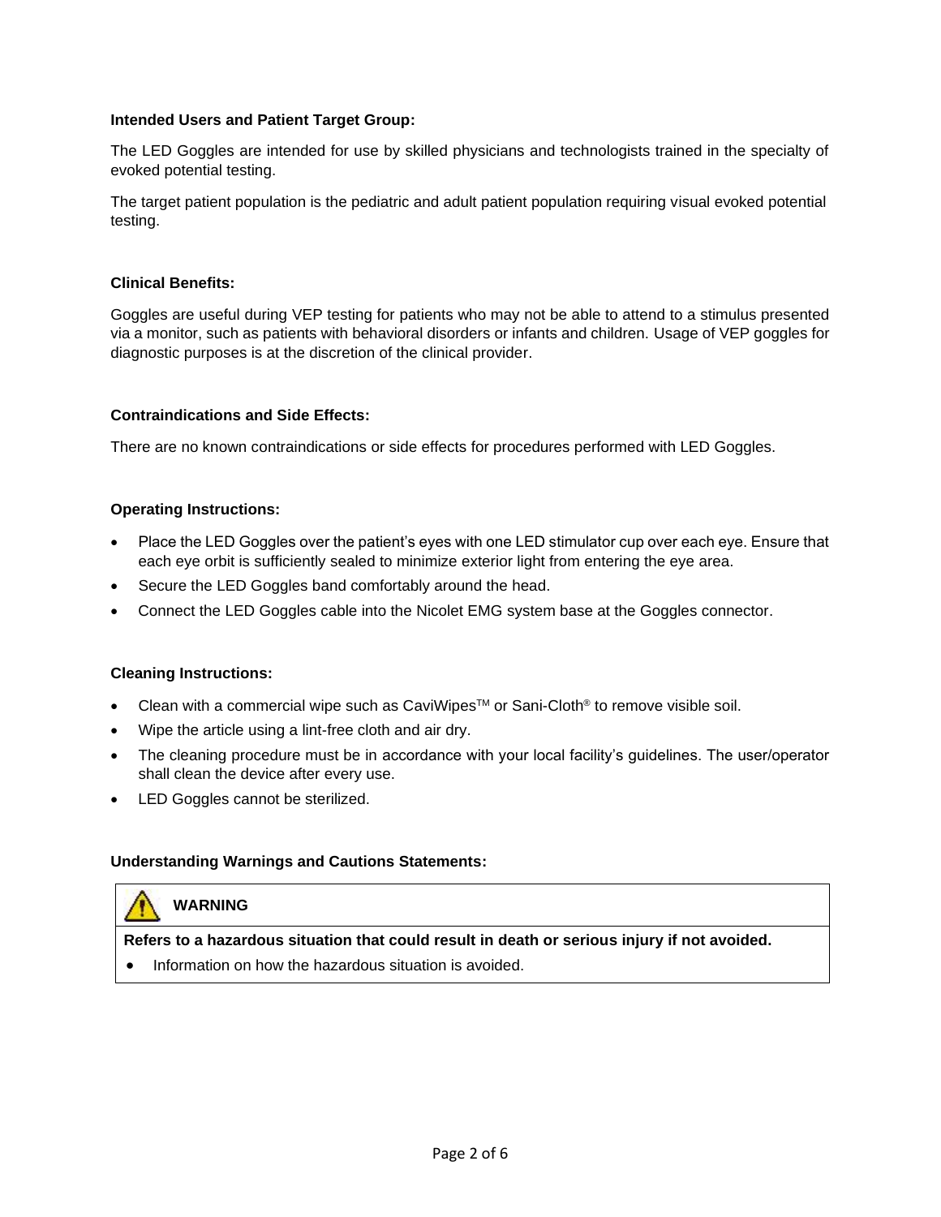**Intended Users and Patient Target Group:**

The LED Goggles are intended for use by skilled physicians and technologists trained in the specialty of evoked potential testing.

The target patient population is the pediatric and adult patient population requiring visual evoked potential testing.

**Clinical Benefits:**

Goggles are useful during VEP testing for patients who may not be able to attend to a stimulus presented via a monitor, such as patients with behavioral disorders or infants and children. Usage of VEP goggles for diagnostic purposes is at the discretion of the clinical provider.

**Contraindications and Side Effects:**

There are no known contraindications or side effects for procedures performed with LED Goggles.

**Operating Instructions:**

- Place the LED Goggles over the patient's eyes with one LED stimulator cup over each eye. Ensure that each eye orbit is sufficiently sealed to minimize exterior light from entering the eye area.
- Secure the LED Goggles band comfortably around the head.
- Connect the LED Goggles cable into the Nicolet EMG system base at the Goggles connector.

**Cleaning Instructions:**

- Clean with a commercial wipe such as CaviWipes™ or Sani-Cloth® to remove visible soil.
- Wipe the article using a lint-free cloth and air dry.
- The cleaning procedure must be in accordance with your local facility's guidelines. The user/operator shall clean the device after every use.
- LED Goggles cannot be sterilized.

**Understanding Warnings and Cautions Statements:**

| ⚠ **WARNING** |
| --- |
| **Refers to a hazardous situation that could result in death or serious injury if not avoided.** |
| • Information on how the hazardous situation is avoided. |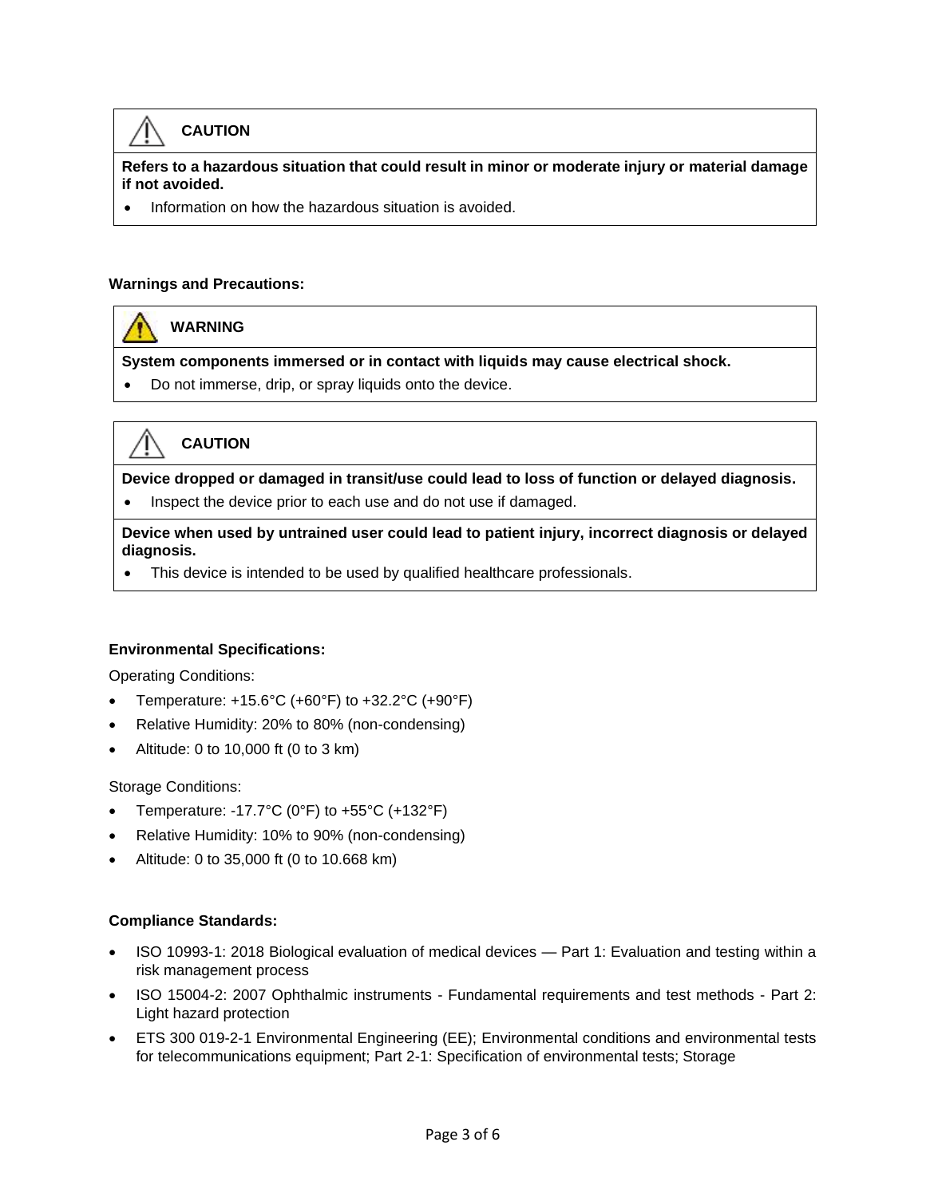| ⚠ CAUTION |
|---|
| **Refers to a hazardous situation that could result in minor or moderate injury or material damage if not avoided.** |
| • Information on how the hazardous situation is avoided. |

**Warnings and Precautions:**

| ⚠ WARNING |
|---|
| **System components immersed or in contact with liquids may cause electrical shock.** |
| • Do not immerse, drip, or spray liquids onto the device. |

| ⚠ CAUTION |
|---|
| **Device dropped or damaged in transit/use could lead to loss of function or delayed diagnosis.** |
| • Inspect the device prior to each use and do not use if damaged. |
| **Device when used by untrained user could lead to patient injury, incorrect diagnosis or delayed diagnosis.** |
| • This device is intended to be used by qualified healthcare professionals. |

**Environmental Specifications:**

Operating Conditions:

- Temperature: +15.6°C (+60°F) to +32.2°C (+90°F)
- Relative Humidity: 20% to 80% (non-condensing)
- Altitude: 0 to 10,000 ft (0 to 3 km)

Storage Conditions:

- Temperature: -17.7°C (0°F) to +55°C (+132°F)
- Relative Humidity: 10% to 90% (non-condensing)
- Altitude: 0 to 35,000 ft (0 to 10.668 km)

**Compliance Standards:**

- ISO 10993-1: 2018 Biological evaluation of medical devices — Part 1: Evaluation and testing within a risk management process
- ISO 15004-2: 2007 Ophthalmic instruments - Fundamental requirements and test methods - Part 2: Light hazard protection
- ETS 300 019-2-1 Environmental Engineering (EE); Environmental conditions and environmental tests for telecommunications equipment; Part 2-1: Specification of environmental tests; Storage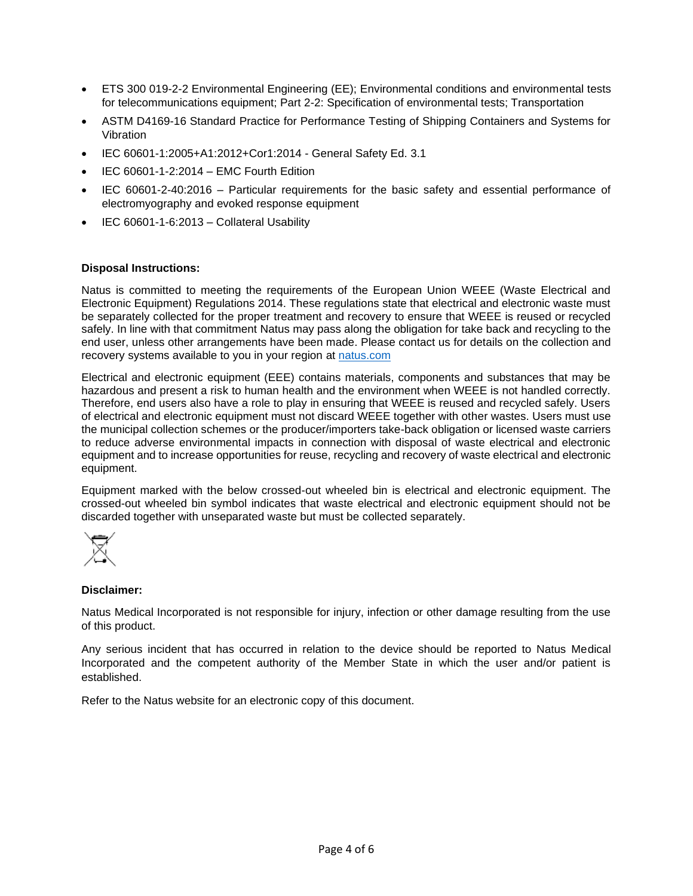- ETS 300 019-2-2 Environmental Engineering (EE); Environmental conditions and environmental tests for telecommunications equipment; Part 2-2: Specification of environmental tests; Transportation
- ASTM D4169-16 Standard Practice for Performance Testing of Shipping Containers and Systems for Vibration
- IEC 60601-1:2005+A1:2012+Cor1:2014 - General Safety Ed. 3.1
- IEC 60601-1-2:2014 – EMC Fourth Edition
- IEC 60601-2-40:2016 – Particular requirements for the basic safety and essential performance of electromyography and evoked response equipment
- IEC 60601-1-6:2013 – Collateral Usability

**Disposal Instructions:**

Natus is committed to meeting the requirements of the European Union WEEE (Waste Electrical and Electronic Equipment) Regulations 2014. These regulations state that electrical and electronic waste must be separately collected for the proper treatment and recovery to ensure that WEEE is reused or recycled safely. In line with that commitment Natus may pass along the obligation for take back and recycling to the end user, unless other arrangements have been made. Please contact us for details on the collection and recovery systems available to you in your region at natus.com

Electrical and electronic equipment (EEE) contains materials, components and substances that may be hazardous and present a risk to human health and the environment when WEEE is not handled correctly. Therefore, end users also have a role to play in ensuring that WEEE is reused and recycled safely. Users of electrical and electronic equipment must not discard WEEE together with other wastes. Users must use the municipal collection schemes or the producer/importers take-back obligation or licensed waste carriers to reduce adverse environmental impacts in connection with disposal of waste electrical and electronic equipment and to increase opportunities for reuse, recycling and recovery of waste electrical and electronic equipment.

Equipment marked with the below crossed-out wheeled bin is electrical and electronic equipment. The crossed-out wheeled bin symbol indicates that waste electrical and electronic equipment should not be discarded together with unseparated waste but must be collected separately.

**Disclaimer:**

Natus Medical Incorporated is not responsible for injury, infection or other damage resulting from the use of this product.

Any serious incident that has occurred in relation to the device should be reported to Natus Medical Incorporated and the competent authority of the Member State in which the user and/or patient is established.

Refer to the Natus website for an electronic copy of this document.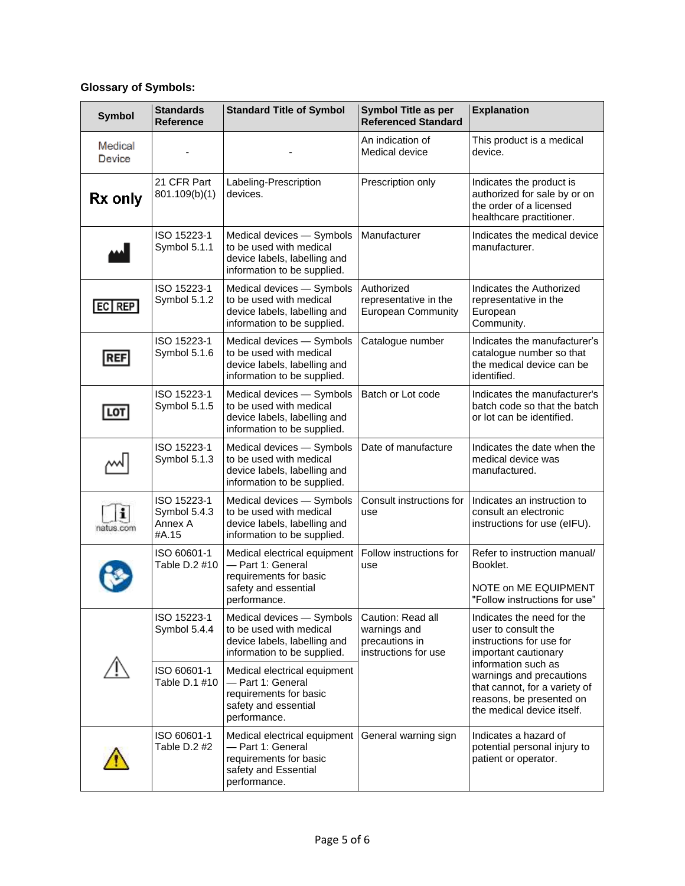**Glossary of Symbols:**

| Symbol | Standards Reference | Standard Title of Symbol | Symbol Title as per Referenced Standard | Explanation |
|---|---|---|---|---|
| Medical Device | - | - | An indication of Medical device | This product is a medical device. |
| Rx only | 21 CFR Part 801.109(b)(1) | Labeling-Prescription devices. | Prescription only | Indicates the product is authorized for sale by or on the order of a licensed healthcare practitioner. |
| | ISO 15223-1 Symbol 5.1.1 | Medical devices — Symbols to be used with medical device labels, labelling and information to be supplied. | Manufacturer | Indicates the medical device manufacturer. |
| EC REP | ISO 15223-1 Symbol 5.1.2 | Medical devices — Symbols to be used with medical device labels, labelling and information to be supplied. | Authorized representative in the European Community | Indicates the Authorized representative in the European Community. |
| REF | ISO 15223-1 Symbol 5.1.6 | Medical devices — Symbols to be used with medical device labels, labelling and information to be supplied. | Catalogue number | Indicates the manufacturer's catalogue number so that the medical device can be identified. |
| LOT | ISO 15223-1 Symbol 5.1.5 | Medical devices — Symbols to be used with medical device labels, labelling and information to be supplied. | Batch or Lot code | Indicates the manufacturer's batch code so that the batch or lot can be identified. |
| | ISO 15223-1 Symbol 5.1.3 | Medical devices — Symbols to be used with medical device labels, labelling and information to be supplied. | Date of manufacture | Indicates the date when the medical device was manufactured. |
| natus.com | ISO 15223-1 Symbol 5.4.3 Annex A #A.15 | Medical devices — Symbols to be used with medical device labels, labelling and information to be supplied. | Consult instructions for use | Indicates an instruction to consult an electronic instructions for use (eIFU). |
| | ISO 60601-1 Table D.2 #10 | Medical electrical equipment — Part 1: General requirements for basic safety and essential performance. | Follow instructions for use | Refer to instruction manual/ Booklet.<br><br>NOTE on ME EQUIPMENT "Follow instructions for use" |
| | ISO 15223-1 Symbol 5.4.4 | Medical devices — Symbols to be used with medical device labels, labelling and information to be supplied. | Caution: Read all warnings and precautions in instructions for use | Indicates the need for the user to consult the instructions for use for important cautionary information such as warnings and precautions that cannot, for a variety of reasons, be presented on the medical device itself. |
| | ISO 60601-1 Table D.1 #10 | Medical electrical equipment — Part 1: General requirements for basic safety and essential performance. | | |
| | ISO 60601-1 Table D.2 #2 | Medical electrical equipment — Part 1: General requirements for basic safety and Essential performance. | General warning sign | Indicates a hazard of potential personal injury to patient or operator. |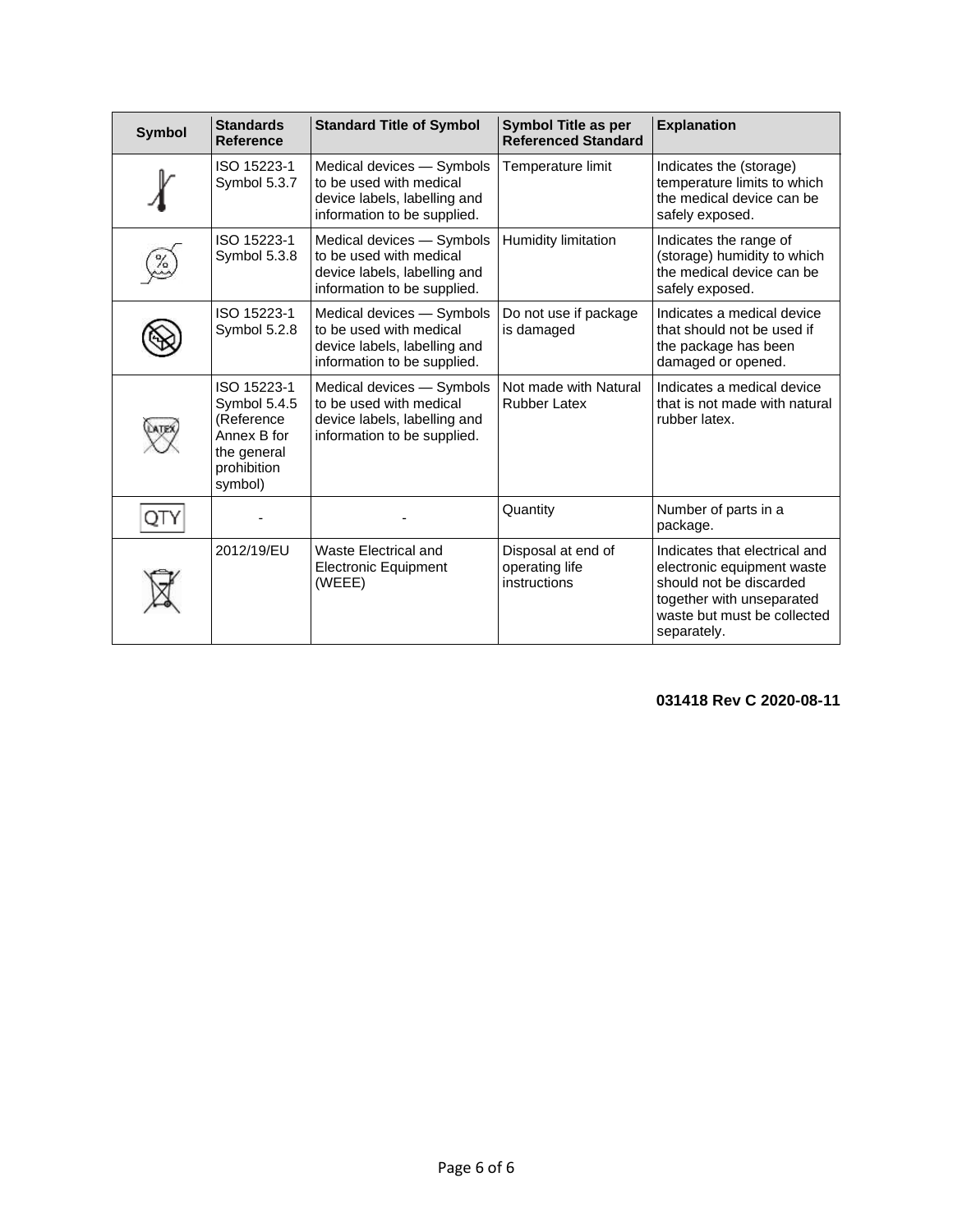| Symbol | Standards Reference | Standard Title of Symbol | Symbol Title as per Referenced Standard | Explanation |
|---|---|---|---|---|
| | ISO 15223-1 Symbol 5.3.7 | Medical devices — Symbols to be used with medical device labels, labelling and information to be supplied. | Temperature limit | Indicates the (storage) temperature limits to which the medical device can be safely exposed. |
| | ISO 15223-1 Symbol 5.3.8 | Medical devices — Symbols to be used with medical device labels, labelling and information to be supplied. | Humidity limitation | Indicates the range of (storage) humidity to which the medical device can be safely exposed. |
| | ISO 15223-1 Symbol 5.2.8 | Medical devices — Symbols to be used with medical device labels, labelling and information to be supplied. | Do not use if package is damaged | Indicates a medical device that should not be used if the package has been damaged or opened. |
| LATEX | ISO 15223-1 Symbol 5.4.5 (Reference Annex B for the general prohibition symbol) | Medical devices — Symbols to be used with medical device labels, labelling and information to be supplied. | Not made with Natural Rubber Latex | Indicates a medical device that is not made with natural rubber latex. |
| QTY | - | - | Quantity | Number of parts in a package. |
| | 2012/19/EU | Waste Electrical and Electronic Equipment (WEEE) | Disposal at end of operating life instructions | Indicates that electrical and electronic equipment waste should not be discarded together with unseparated waste but must be collected separately. |

**031418 Rev C 2020-08-11**